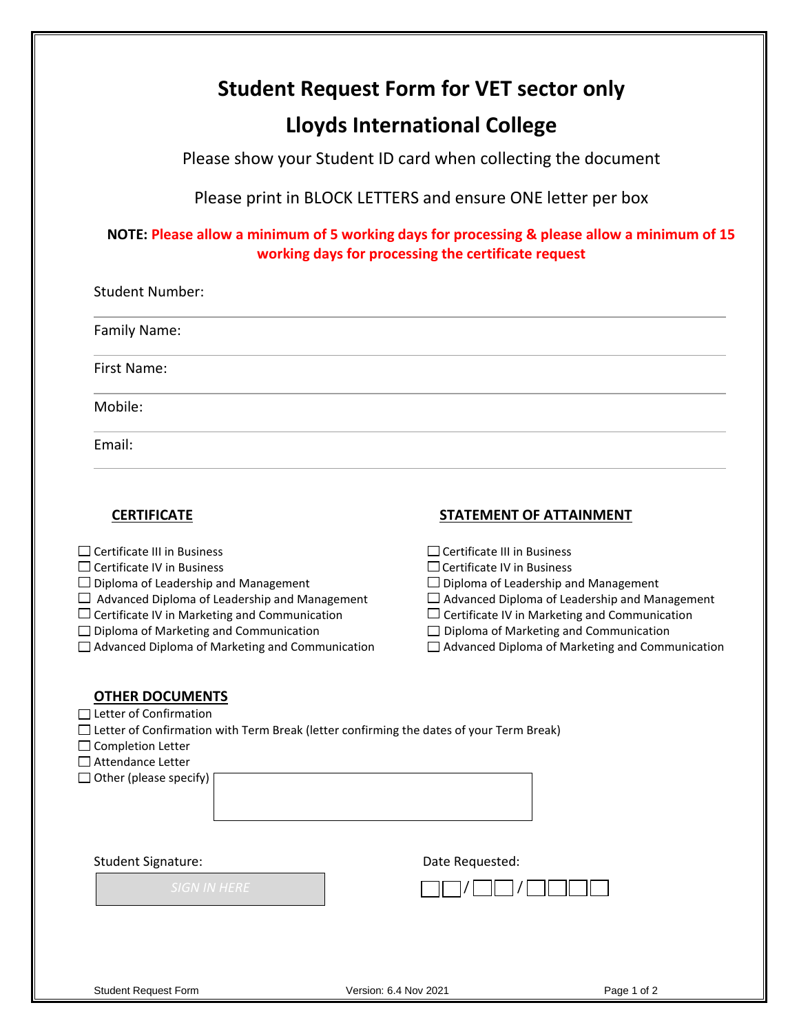# Student Request Form for VET sector only

# Lloyds International College

Please show your Student ID card when collecting the document

Please print in BLOCK LETTERS and ensure ONE letter per box

**NOTE: Please allow a minimum of 5 working days for processing & please allow a minimum of 15 working days for processing the certificate request**

Student Number:

Family Name:

First Name:

Mobile:

Email:

## CERTIFICATE

- ☐ Certificate III in Business
- ☐ Certificate IV in Business
- ☐ Diploma of Leadership and Management
- ☐ Advanced Diploma of Leadership and Management
- ☐ Certificate IV in Marketing and Communication
- ☐ Diploma of Marketing and Communication
- ☐ Advanced Diploma of Marketing and Communication

## STATEMENT OF ATTAINMENT

- ☐ Certificate III in Business
- ☐ Certificate IV in Business
- ☐ Diploma of Leadership and Management
- ☐ Advanced Diploma of Leadership and Management
- ☐ Certificate IV in Marketing and Communication
- ☐ Diploma of Marketing and Communication
- ☐ Advanced Diploma of Marketing and Communication

## OTHER DOCUMENTS

- ☐ Letter of Confirmation
- ☐ Letter of Confirmation with Term Break (letter confirming the dates of your Term Break)
- ☐ Completion Letter
- ☐ Attendance Letter
- ☐ Other (please specify)

Student Signature: SIGN IN HERE

Date Requested: ☐☐ / ☐☐ / ☐☐☐☐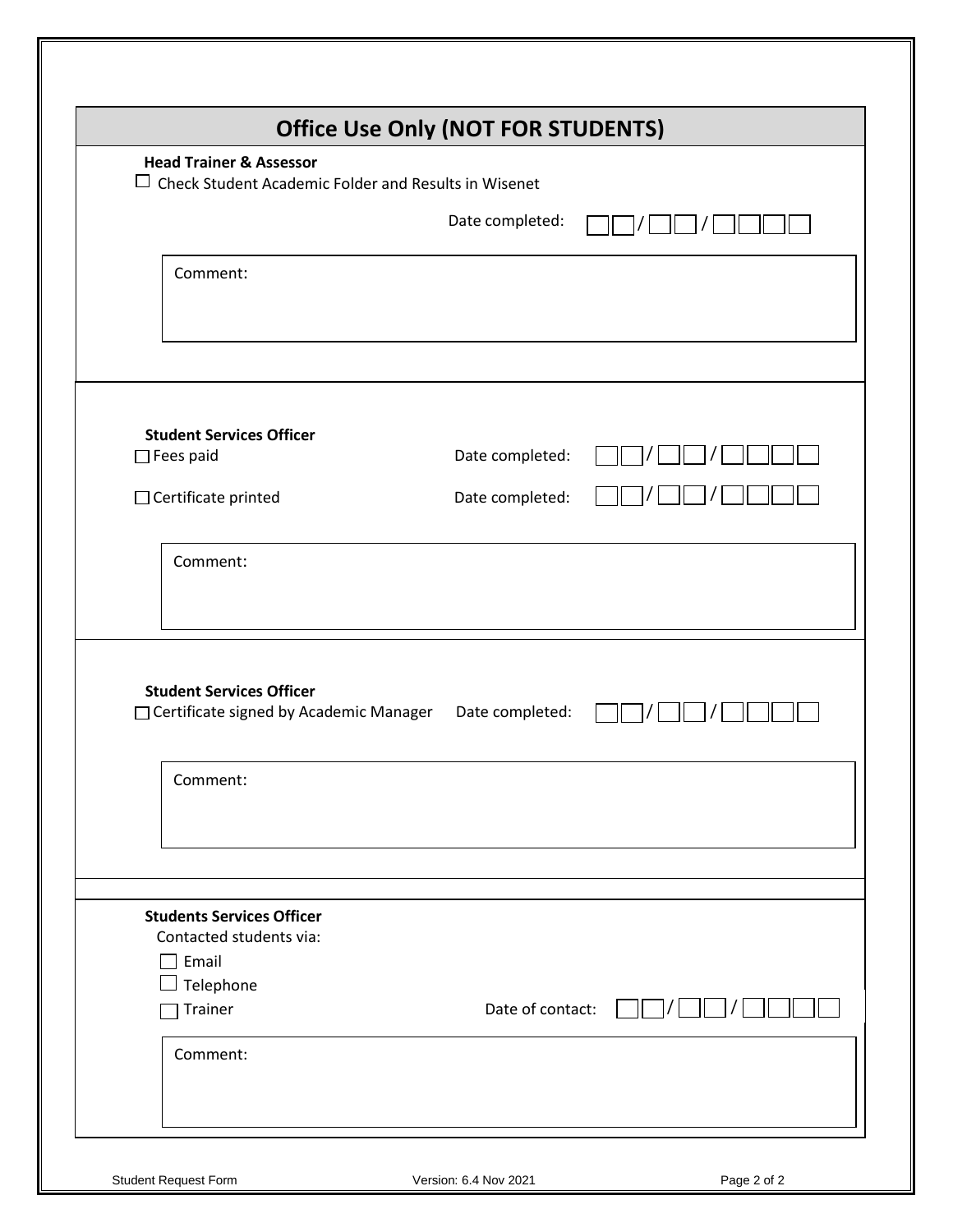## Office Use Only (NOT FOR STUDENTS)

**Head Trainer & Assessor**

☐ Check Student Academic Folder and Results in Wisenet

Date completed: ☐☐ / ☐☐ / ☐☐☐☐

Comment:

**Student Services Officer**

☐ Fees paid — Date completed: ☐☐ / ☐☐ / ☐☐☐☐

☐ Certificate printed — Date completed: ☐☐ / ☐☐ / ☐☐☐☐

Comment:

**Student Services Officer**

☐ Certificate signed by Academic Manager — Date completed: ☐☐ / ☐☐ / ☐☐☐☐

Comment:

**Students Services Officer**

Contacted students via:

☐ Email

☐ Telephone

☐ Trainer

Date of contact: ☐☐ / ☐☐ / ☐☐☐☐

Comment:

Student Request Form — Version: 6.4 Nov 2021